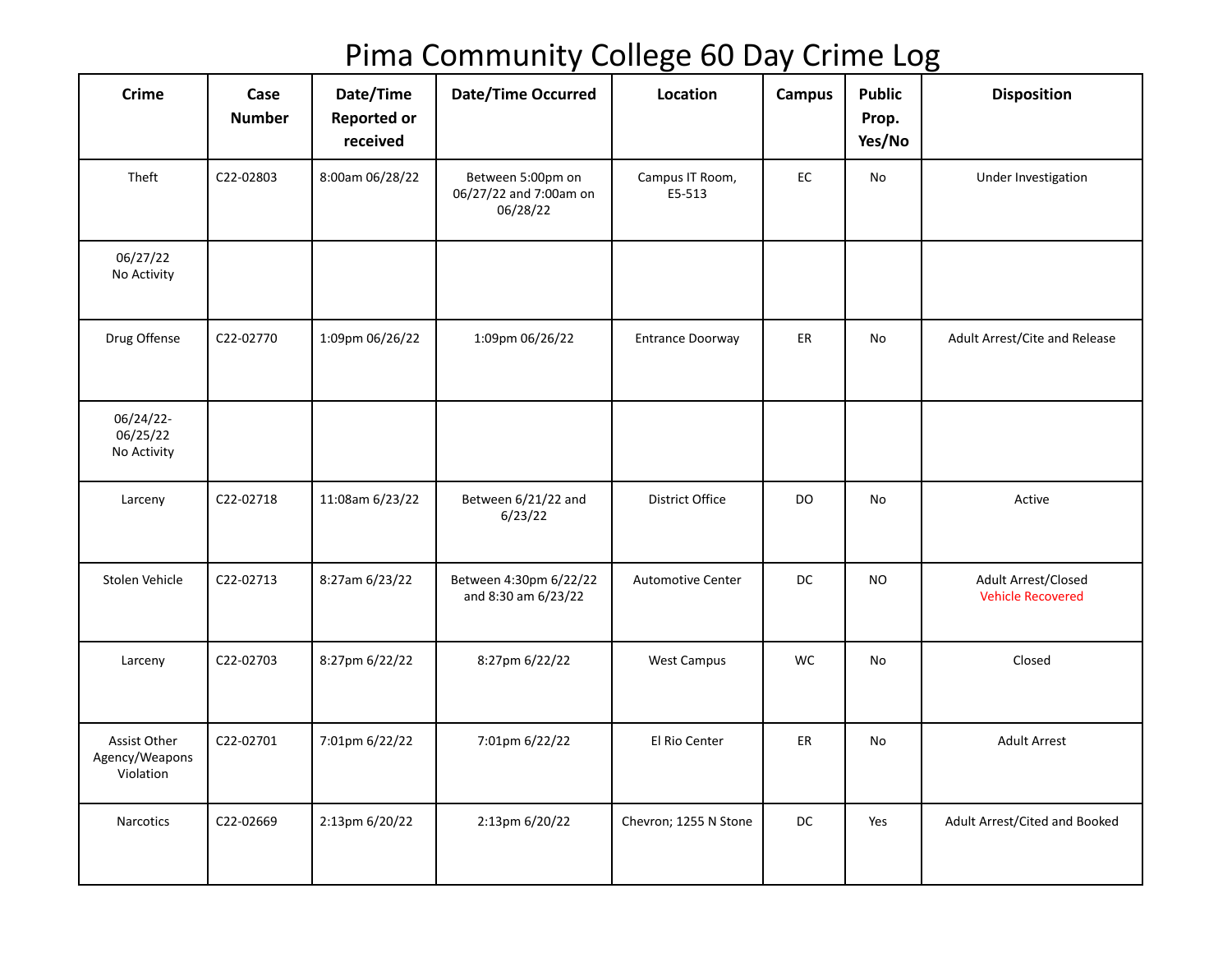# Pima Community College 60 Day Crime Log

| Crime | Case Number | Date/Time Reported or received | Date/Time Occurred | Location | Campus | Public Prop. Yes/No | Disposition |
|---|---|---|---|---|---|---|---|
| Theft | C22-02803 | 8:00am 06/28/22 | Between 5:00pm on 06/27/22 and 7:00am on 06/28/22 | Campus IT Room, E5-513 | EC | No | Under Investigation |
| 06/27/22 No Activity | | | | | | | |
| Drug Offense | C22-02770 | 1:09pm 06/26/22 | 1:09pm 06/26/22 | Entrance Doorway | ER | No | Adult Arrest/Cite and Release |
| 06/24/22-06/25/22 No Activity | | | | | | | |
| Larceny | C22-02718 | 11:08am 6/23/22 | Between 6/21/22 and 6/23/22 | District Office | DO | No | Active |
| Stolen Vehicle | C22-02713 | 8:27am 6/23/22 | Between 4:30pm 6/22/22 and 8:30 am 6/23/22 | Automotive Center | DC | NO | Adult Arrest/Closed Vehicle Recovered |
| Larceny | C22-02703 | 8:27pm 6/22/22 | 8:27pm 6/22/22 | West Campus | WC | No | Closed |
| Assist Other Agency/Weapons Violation | C22-02701 | 7:01pm 6/22/22 | 7:01pm 6/22/22 | El Rio Center | ER | No | Adult Arrest |
| Narcotics | C22-02669 | 2:13pm 6/20/22 | 2:13pm 6/20/22 | Chevron; 1255 N Stone | DC | Yes | Adult Arrest/Cited and Booked |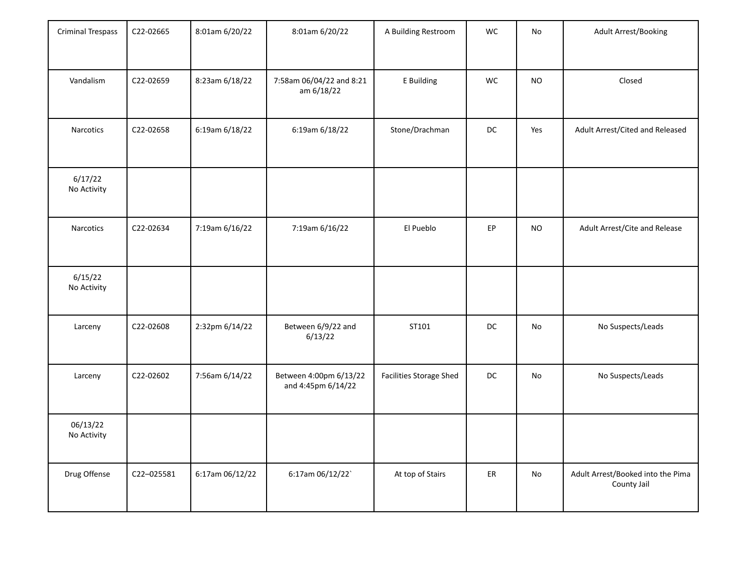| Criminal Trespass | C22-02665 | 8:01am 6/20/22 | 8:01am 6/20/22 | A Building Restroom | WC | No | Adult Arrest/Booking |
|---|---|---|---|---|---|---|---|
| Vandalism | C22-02659 | 8:23am 6/18/22 | 7:58am 06/04/22 and 8:21 am 6/18/22 | E Building | WC | NO | Closed |
| Narcotics | C22-02658 | 6:19am 6/18/22 | 6:19am 6/18/22 | Stone/Drachman | DC | Yes | Adult Arrest/Cited and Released |
| 6/17/22 No Activity | | | | | | | |
| Narcotics | C22-02634 | 7:19am 6/16/22 | 7:19am 6/16/22 | El Pueblo | EP | NO | Adult Arrest/Cite and Release |
| 6/15/22 No Activity | | | | | | | |
| Larceny | C22-02608 | 2:32pm 6/14/22 | Between 6/9/22 and 6/13/22 | ST101 | DC | No | No Suspects/Leads |
| Larceny | C22-02602 | 7:56am 6/14/22 | Between 4:00pm 6/13/22 and 4:45pm 6/14/22 | Facilities Storage Shed | DC | No | No Suspects/Leads |
| 06/13/22 No Activity | | | | | | | |
| Drug Offense | C22–025581 | 6:17am 06/12/22 | 6:17am 06/12/22` | At top of Stairs | ER | No | Adult Arrest/Booked into the Pima County Jail |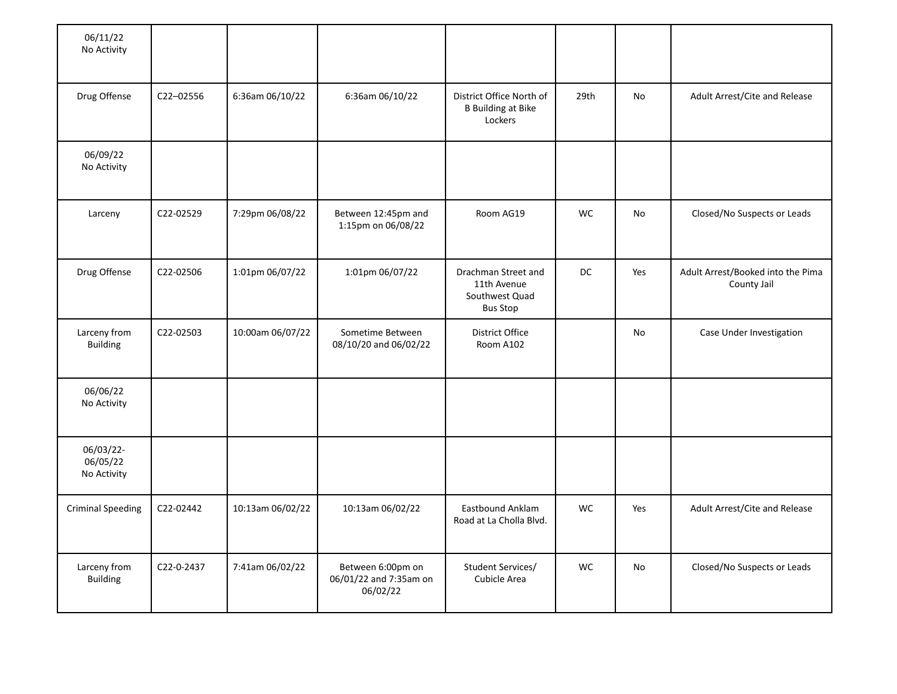| | | | | | | | |
|---|---|---|---|---|---|---|---|
| 06/11/22<br>No Activity | | | | | | | |
| Drug Offense | C22–02556 | 6:36am 06/10/22 | 6:36am 06/10/22 | District Office North of B Building at Bike Lockers | 29th | No | Adult Arrest/Cite and Release |
| 06/09/22<br>No Activity | | | | | | | |
| Larceny | C22-02529 | 7:29pm 06/08/22 | Between 12:45pm and 1:15pm on 06/08/22 | Room AG19 | WC | No | Closed/No Suspects or Leads |
| Drug Offense | C22-02506 | 1:01pm 06/07/22 | 1:01pm 06/07/22 | Drachman Street and 11th Avenue Southwest Quad Bus Stop | DC | Yes | Adult Arrest/Booked into the Pima County Jail |
| Larceny from Building | C22-02503 | 10:00am 06/07/22 | Sometime Between 08/10/20 and 06/02/22 | District Office Room A102 | | No | Case Under Investigation |
| 06/06/22<br>No Activity | | | | | | | |
| 06/03/22-<br>06/05/22<br>No Activity | | | | | | | |
| Criminal Speeding | C22-02442 | 10:13am 06/02/22 | 10:13am 06/02/22 | Eastbound Anklam Road at La Cholla Blvd. | WC | Yes | Adult Arrest/Cite and Release |
| Larceny from Building | C22-0-2437 | 7:41am 06/02/22 | Between 6:00pm on 06/01/22 and 7:35am on 06/02/22 | Student Services/ Cubicle Area | WC | No | Closed/No Suspects or Leads |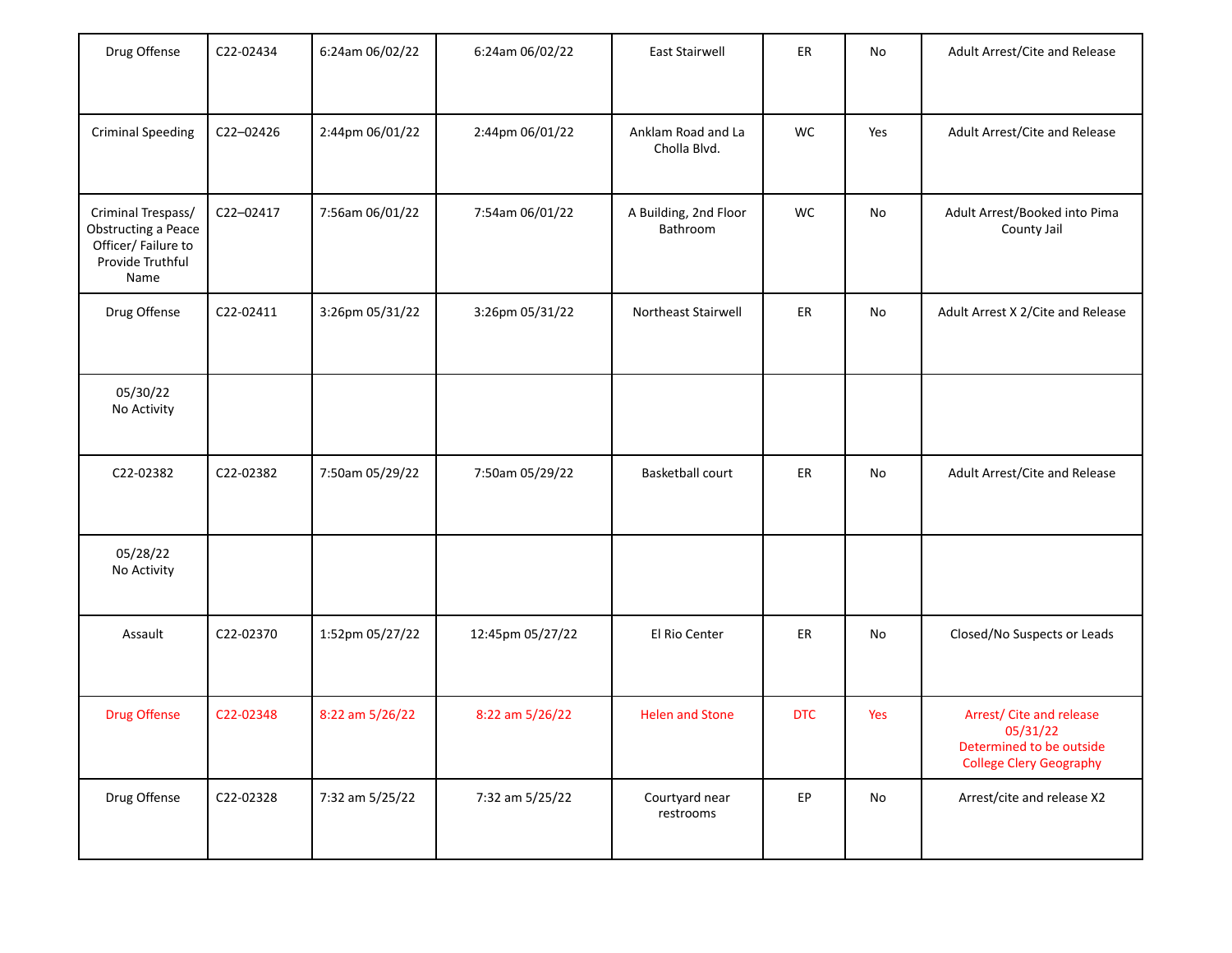| Drug Offense | C22-02434 | 6:24am 06/02/22 | 6:24am 06/02/22 | East Stairwell | ER | No | Adult Arrest/Cite and Release |
|---|---|---|---|---|---|---|---|
| Criminal Speeding | C22–02426 | 2:44pm 06/01/22 | 2:44pm 06/01/22 | Anklam Road and La Cholla Blvd. | WC | Yes | Adult Arrest/Cite and Release |
| Criminal Trespass/ Obstructing a Peace Officer/ Failure to Provide Truthful Name | C22–02417 | 7:56am 06/01/22 | 7:54am 06/01/22 | A Building, 2nd Floor Bathroom | WC | No | Adult Arrest/Booked into Pima County Jail |
| Drug Offense | C22-02411 | 3:26pm 05/31/22 | 3:26pm 05/31/22 | Northeast Stairwell | ER | No | Adult Arrest X 2/Cite and Release |
| 05/30/22 No Activity | | | | | | | |
| C22-02382 | C22-02382 | 7:50am 05/29/22 | 7:50am 05/29/22 | Basketball court | ER | No | Adult Arrest/Cite and Release |
| 05/28/22 No Activity | | | | | | | |
| Assault | C22-02370 | 1:52pm 05/27/22 | 12:45pm 05/27/22 | El Rio Center | ER | No | Closed/No Suspects or Leads |
| Drug Offense | C22-02348 | 8:22 am 5/26/22 | 8:22 am 5/26/22 | Helen and Stone | DTC | Yes | Arrest/ Cite and release 05/31/22 Determined to be outside College Clery Geography |
| Drug Offense | C22-02328 | 7:32 am 5/25/22 | 7:32 am 5/25/22 | Courtyard near restrooms | EP | No | Arrest/cite and release X2 |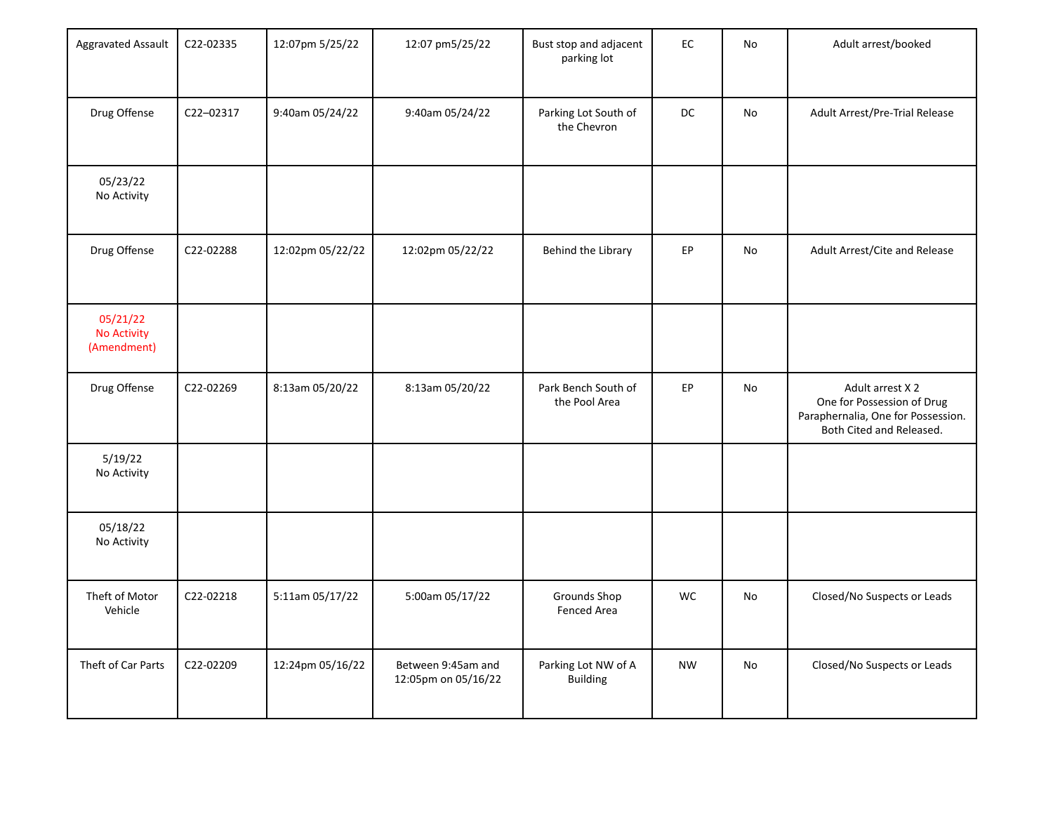| Aggravated Assault | C22-02335 | 12:07pm 5/25/22 | 12:07 pm5/25/22 | Bust stop and adjacent parking lot | EC | No | Adult arrest/booked |
|---|---|---|---|---|---|---|---|
| Drug Offense | C22–02317 | 9:40am 05/24/22 | 9:40am 05/24/22 | Parking Lot South of the Chevron | DC | No | Adult Arrest/Pre-Trial Release |
| 05/23/22<br>No Activity | | | | | | | |
| Drug Offense | C22-02288 | 12:02pm 05/22/22 | 12:02pm 05/22/22 | Behind the Library | EP | No | Adult Arrest/Cite and Release |
| 05/21/22<br>No Activity<br>(Amendment) | | | | | | | |
| Drug Offense | C22-02269 | 8:13am 05/20/22 | 8:13am 05/20/22 | Park Bench South of the Pool Area | EP | No | Adult arrest X 2<br>One for Possession of Drug Paraphernalia, One for Possession. Both Cited and Released. |
| 5/19/22<br>No Activity | | | | | | | |
| 05/18/22<br>No Activity | | | | | | | |
| Theft of Motor Vehicle | C22-02218 | 5:11am 05/17/22 | 5:00am 05/17/22 | Grounds Shop Fenced Area | WC | No | Closed/No Suspects or Leads |
| Theft of Car Parts | C22-02209 | 12:24pm 05/16/22 | Between 9:45am and 12:05pm on 05/16/22 | Parking Lot NW of A Building | NW | No | Closed/No Suspects or Leads |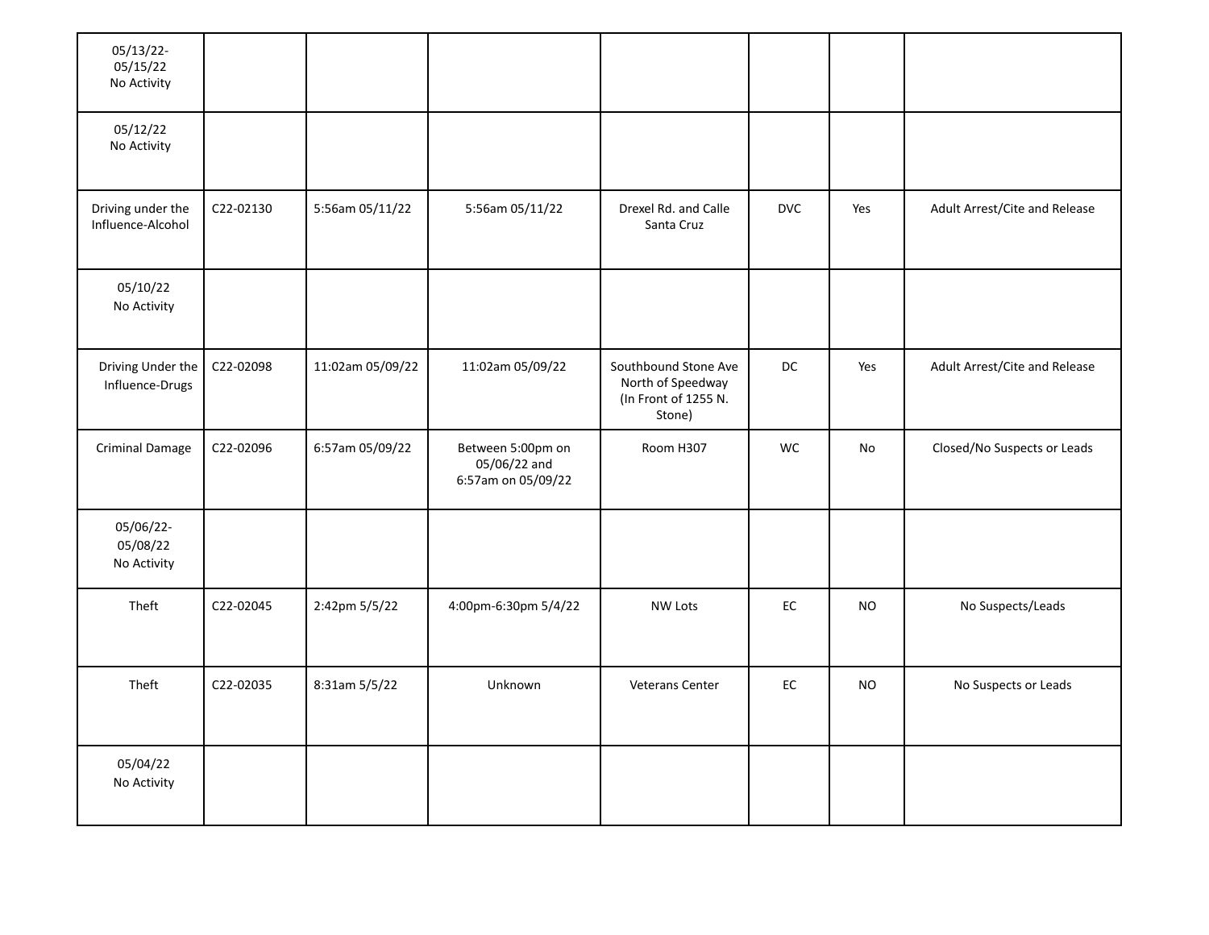| | | | | | | | |
|---|---|---|---|---|---|---|---|
| 05/13/22-05/15/22 No Activity | | | | | | | |
| 05/12/22 No Activity | | | | | | | |
| Driving under the Influence-Alcohol | C22-02130 | 5:56am 05/11/22 | 5:56am 05/11/22 | Drexel Rd. and Calle Santa Cruz | DVC | Yes | Adult Arrest/Cite and Release |
| 05/10/22 No Activity | | | | | | | |
| Driving Under the Influence-Drugs | C22-02098 | 11:02am 05/09/22 | 11:02am 05/09/22 | Southbound Stone Ave North of Speedway (In Front of 1255 N. Stone) | DC | Yes | Adult Arrest/Cite and Release |
| Criminal Damage | C22-02096 | 6:57am 05/09/22 | Between 5:00pm on 05/06/22 and 6:57am on 05/09/22 | Room H307 | WC | No | Closed/No Suspects or Leads |
| 05/06/22-05/08/22 No Activity | | | | | | | |
| Theft | C22-02045 | 2:42pm 5/5/22 | 4:00pm-6:30pm 5/4/22 | NW Lots | EC | NO | No Suspects/Leads |
| Theft | C22-02035 | 8:31am 5/5/22 | Unknown | Veterans Center | EC | NO | No Suspects or Leads |
| 05/04/22 No Activity | | | | | | | |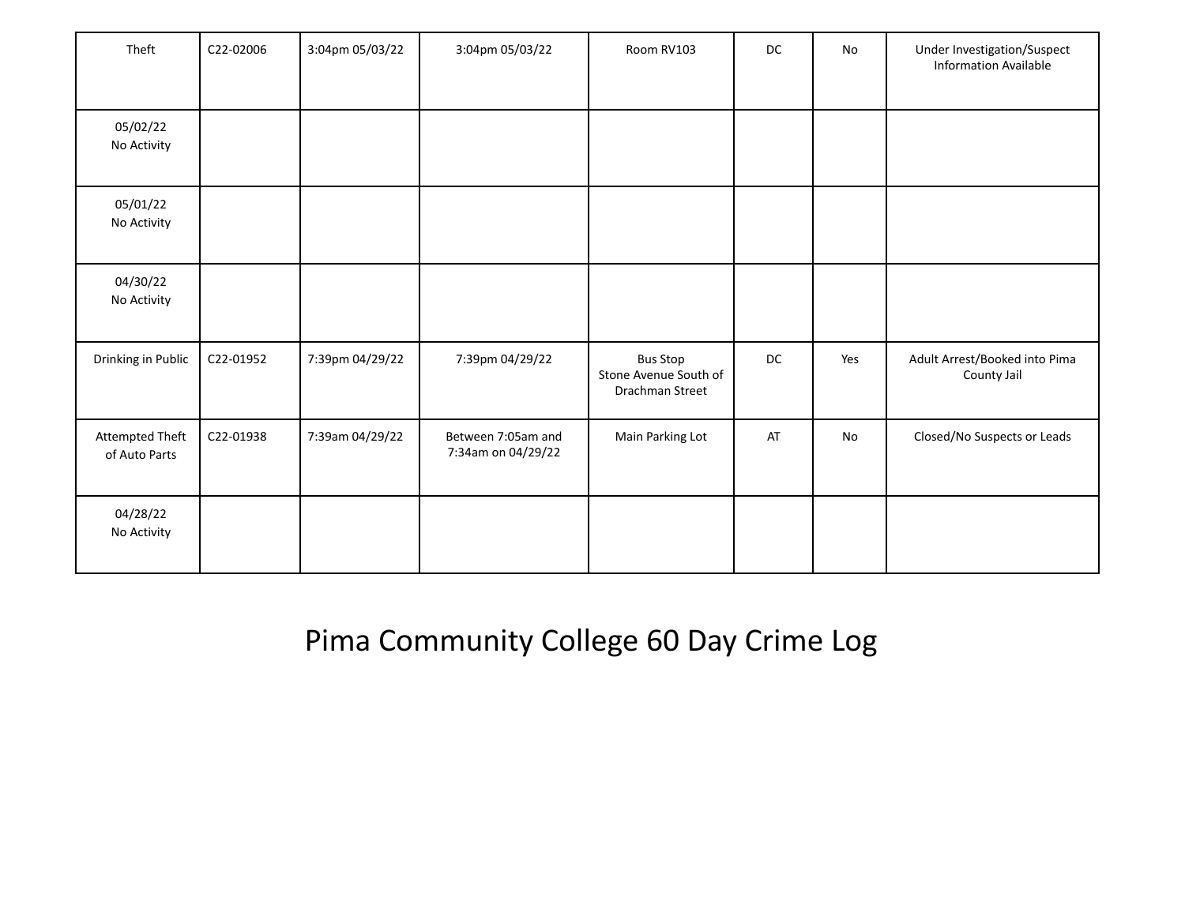| | | | | | | | |
|---|---|---|---|---|---|---|---|
| Theft | C22-02006 | 3:04pm 05/03/22 | 3:04pm 05/03/22 | Room RV103 | DC | No | Under Investigation/Suspect Information Available |
| 05/02/22 No Activity | | | | | | | |
| 05/01/22 No Activity | | | | | | | |
| 04/30/22 No Activity | | | | | | | |
| Drinking in Public | C22-01952 | 7:39pm 04/29/22 | 7:39pm 04/29/22 | Bus Stop Stone Avenue South of Drachman Street | DC | Yes | Adult Arrest/Booked into Pima County Jail |
| Attempted Theft of Auto Parts | C22-01938 | 7:39am 04/29/22 | Between 7:05am and 7:34am on 04/29/22 | Main Parking Lot | AT | No | Closed/No Suspects or Leads |
| 04/28/22 No Activity | | | | | | | |

Pima Community College 60 Day Crime Log